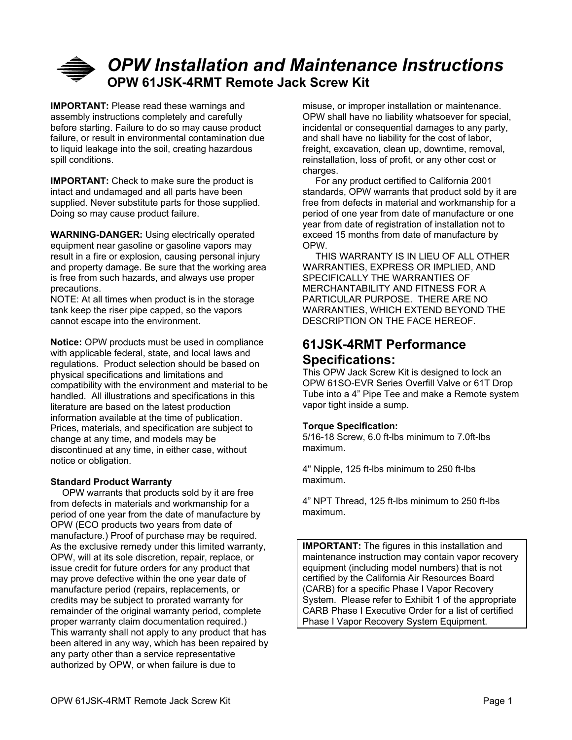# *OPW Installation and Maintenance Instructions*

## OPW 61JSK-4RMT Remote Jack Screw Kit

**IMPORTANT:** Please read these warnings and assembly instructions completely and carefully before starting. Failure to do so may cause product failure, or result in environmental contamination due to liquid leakage into the soil, creating hazardous spill conditions.

**IMPORTANT:** Check to make sure the product is intact and undamaged and all parts have been supplied. Never substitute parts for those supplied. Doing so may cause product failure.

**WARNING-DANGER:** Using electrically operated equipment near gasoline or gasoline vapors may result in a fire or explosion, causing personal injury and property damage. Be sure that the working area is free from such hazards, and always use proper precautions.

NOTE: At all times when product is in the storage tank keep the riser pipe capped, so the vapors cannot escape into the environment.

**Notice:** OPW products must be used in compliance with applicable federal, state, and local laws and regulations. Product selection should be based on physical specifications and limitations and compatibility with the environment and material to be handled. All illustrations and specifications in this literature are based on the latest production information available at the time of publication. Prices, materials, and specification are subject to change at any time, and models may be discontinued at any time, in either case, without notice or obligation.

**Standard Product Warranty**

OPW warrants that products sold by it are free from defects in materials and workmanship for a period of one year from the date of manufacture by OPW (ECO products two years from date of manufacture.) Proof of purchase may be required. As the exclusive remedy under this limited warranty, OPW, will at its sole discretion, repair, replace, or issue credit for future orders for any product that may prove defective within the one year date of manufacture period (repairs, replacements, or credits may be subject to prorated warranty for remainder of the original warranty period, complete proper warranty claim documentation required.) This warranty shall not apply to any product that has been altered in any way, which has been repaired by any party other than a service representative authorized by OPW, or when failure is due to misuse, or improper installation or maintenance. OPW shall have no liability whatsoever for special, incidental or consequential damages to any party, and shall have no liability for the cost of labor, freight, excavation, clean up, downtime, removal, reinstallation, loss of profit, or any other cost or charges.

For any product certified to California 2001 standards, OPW warrants that product sold by it are free from defects in material and workmanship for a period of one year from date of manufacture or one year from date of registration of installation not to exceed 15 months from date of manufacture by OPW.

THIS WARRANTY IS IN LIEU OF ALL OTHER WARRANTIES, EXPRESS OR IMPLIED, AND SPECIFICALLY THE WARRANTIES OF MERCHANTABILITY AND FITNESS FOR A PARTICULAR PURPOSE. THERE ARE NO WARRANTIES, WHICH EXTEND BEYOND THE DESCRIPTION ON THE FACE HEREOF.

## 61JSK-4RMT Performance Specifications:

This OPW Jack Screw Kit is designed to lock an OPW 61SO-EVR Series Overfill Valve or 61T Drop Tube into a 4" Pipe Tee and make a Remote system vapor tight inside a sump.

**Torque Specification:**

5/16-18 Screw, 6.0 ft-lbs minimum to 7.0ft-lbs maximum.

4" Nipple, 125 ft-lbs minimum to 250 ft-lbs maximum.

4" NPT Thread, 125 ft-lbs minimum to 250 ft-lbs maximum.

**IMPORTANT:** The figures in this installation and maintenance instruction may contain vapor recovery equipment (including model numbers) that is not certified by the California Air Resources Board (CARB) for a specific Phase I Vapor Recovery System. Please refer to Exhibit 1 of the appropriate CARB Phase I Executive Order for a list of certified Phase I Vapor Recovery System Equipment.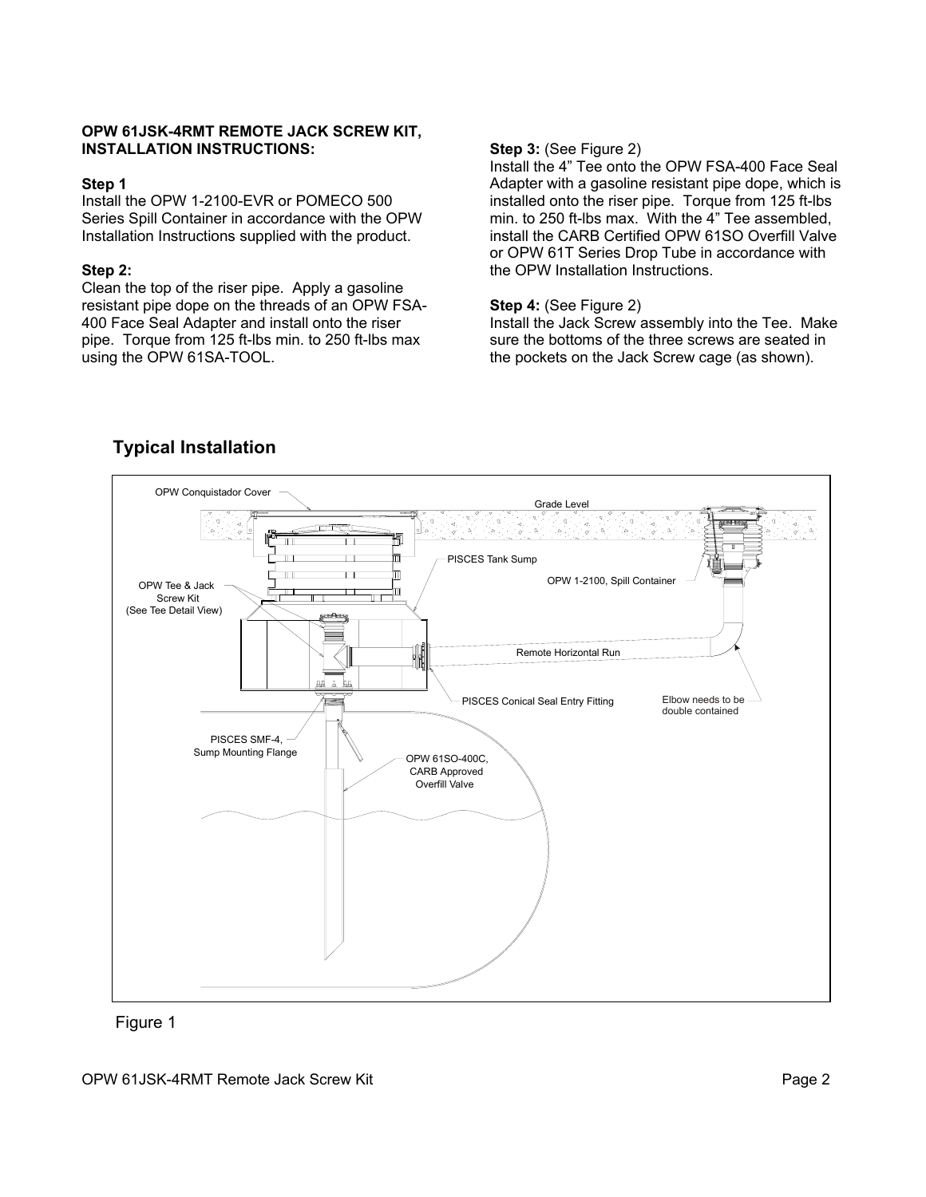**OPW 61JSK-4RMT REMOTE JACK SCREW KIT, INSTALLATION INSTRUCTIONS:**

**Step 1**
Install the OPW 1-2100-EVR or POMECO 500 Series Spill Container in accordance with the OPW Installation Instructions supplied with the product.

**Step 2:**
Clean the top of the riser pipe. Apply a gasoline resistant pipe dope on the threads of an OPW FSA-400 Face Seal Adapter and install onto the riser pipe. Torque from 125 ft-lbs min. to 250 ft-lbs max using the OPW 61SA-TOOL.

**Step 3:** (See Figure 2)
Install the 4" Tee onto the OPW FSA-400 Face Seal Adapter with a gasoline resistant pipe dope, which is installed onto the riser pipe. Torque from 125 ft-lbs min. to 250 ft-lbs max. With the 4" Tee assembled, install the CARB Certified OPW 61SO Overfill Valve or OPW 61T Series Drop Tube in accordance with the OPW Installation Instructions.

**Step 4:** (See Figure 2)
Install the Jack Screw assembly into the Tee. Make sure the bottoms of the three screws are seated in the pockets on the Jack Screw cage (as shown).

## Typical Installation

OPW Conquistador Cover

Grade Level

PISCES Tank Sump

OPW 1-2100, Spill Container

OPW Tee & Jack Screw Kit (See Tee Detail View)

Remote Horizontal Run

PISCES Conical Seal Entry Fitting

Elbow needs to be double contained

PISCES SMF-4, Sump Mounting Flange

OPW 61SO-400C, CARB Approved Overfill Valve

Figure 1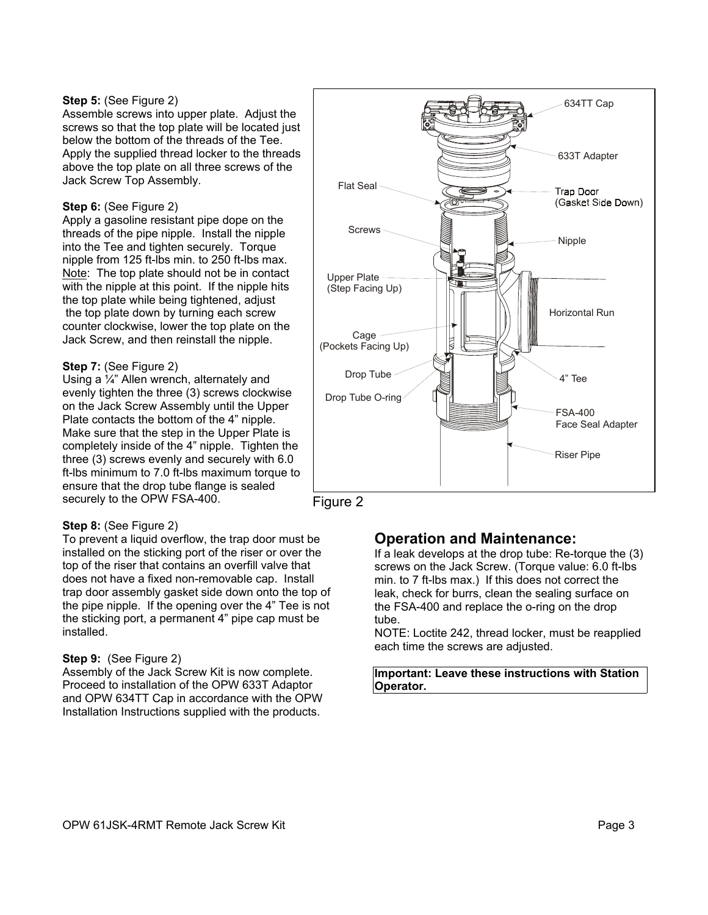**Step 5:** (See Figure 2)
Assemble screws into upper plate. Adjust the screws so that the top plate will be located just below the bottom of the threads of the Tee. Apply the supplied thread locker to the threads above the top plate on all three screws of the Jack Screw Top Assembly.

**Step 6:** (See Figure 2)
Apply a gasoline resistant pipe dope on the threads of the pipe nipple. Install the nipple into the Tee and tighten securely. Torque nipple from 125 ft-lbs min. to 250 ft-lbs max. Note: The top plate should not be in contact with the nipple at this point. If the nipple hits the top plate while being tightened, adjust the top plate down by turning each screw counter clockwise, lower the top plate on the Jack Screw, and then reinstall the nipple.

**Step 7:** (See Figure 2)
Using a ¼" Allen wrench, alternately and evenly tighten the three (3) screws clockwise on the Jack Screw Assembly until the Upper Plate contacts the bottom of the 4" nipple. Make sure that the step in the Upper Plate is completely inside of the 4" nipple. Tighten the three (3) screws evenly and securely with 6.0 ft-lbs minimum to 7.0 ft-lbs maximum torque to ensure that the drop tube flange is sealed securely to the OPW FSA-400.

Figure 2

**Step 8:** (See Figure 2)
To prevent a liquid overflow, the trap door must be installed on the sticking port of the riser or over the top of the riser that contains an overfill valve that does not have a fixed non-removable cap. Install trap door assembly gasket side down onto the top of the pipe nipple. If the opening over the 4" Tee is not the sticking port, a permanent 4" pipe cap must be installed.

**Step 9:** (See Figure 2)
Assembly of the Jack Screw Kit is now complete. Proceed to installation of the OPW 633T Adaptor and OPW 634TT Cap in accordance with the OPW Installation Instructions supplied with the products.

## Operation and Maintenance:

If a leak develops at the drop tube: Re-torque the (3) screws on the Jack Screw. (Torque value: 6.0 ft-lbs min. to 7 ft-lbs max.) If this does not correct the leak, check for burrs, clean the sealing surface on the FSA-400 and replace the o-ring on the drop tube.

NOTE: Loctite 242, thread locker, must be reapplied each time the screws are adjusted.

**Important: Leave these instructions with Station Operator.**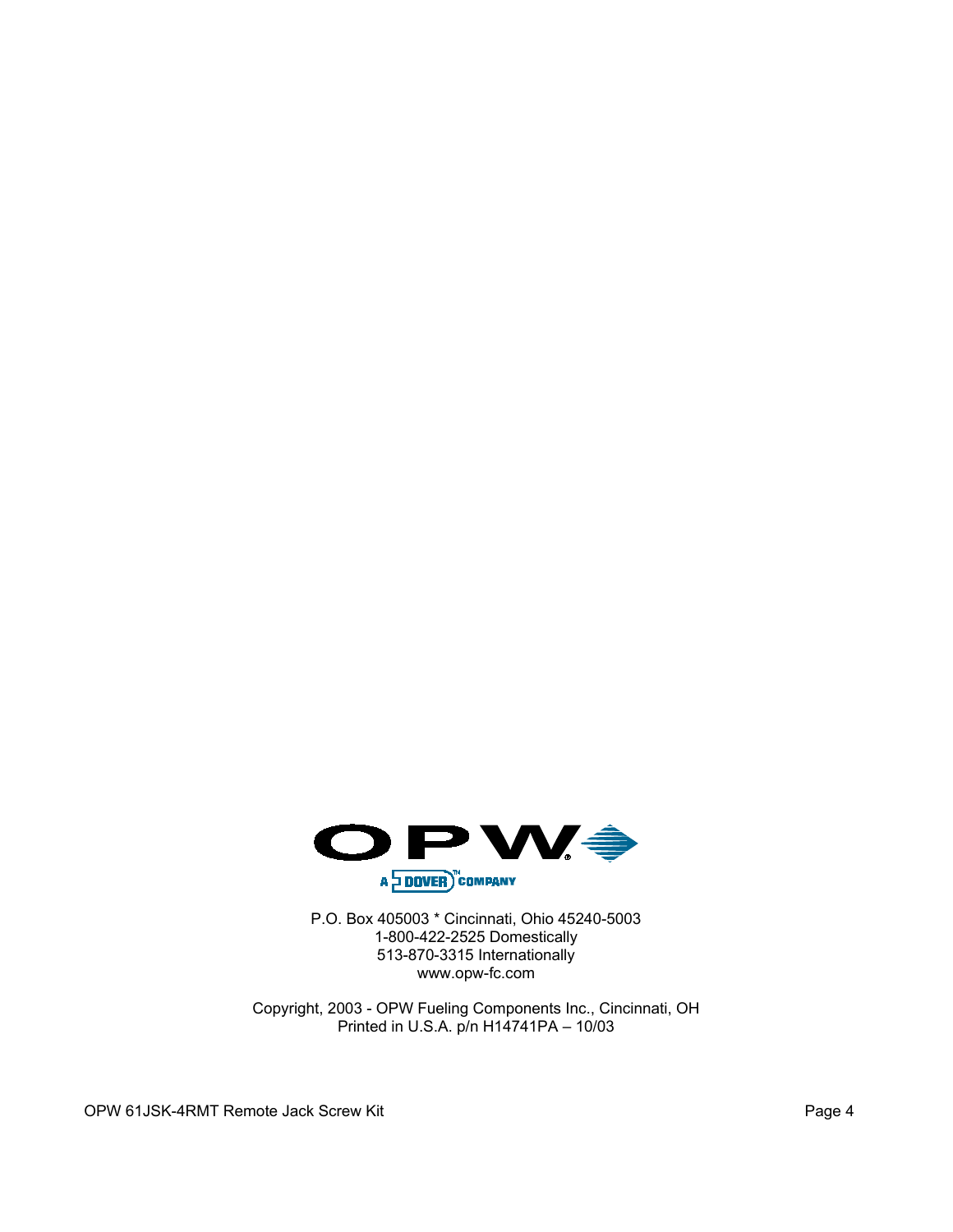OPW

A DOVER COMPANY

P.O. Box 405003 * Cincinnati, Ohio 45240-5003
1-800-422-2525 Domestically
513-870-3315 Internationally
www.opw-fc.com

Copyright, 2003 - OPW Fueling Components Inc., Cincinnati, OH
Printed in U.S.A. p/n H14741PA – 10/03